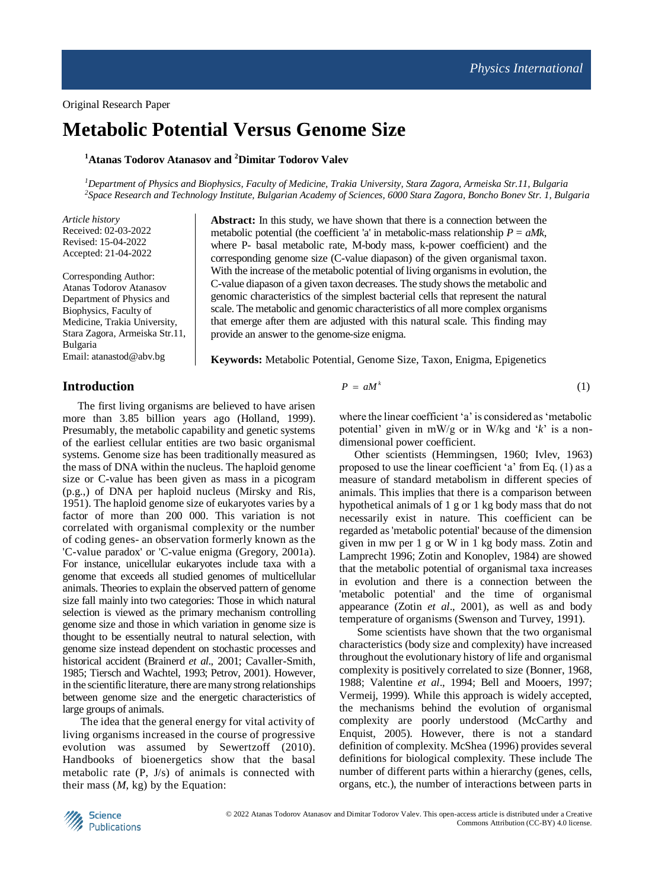Original Research Paper

# Metabolic Potential Versus Genome Size

**[1]Atanas Todorov Atanasov and [2]Dimitar Todorov Valev**

*[1]Department of Physics and Biophysics, Faculty of Medicine, Trakia University, Stara Zagora, Armeiska Str.11, Bulgaria*
*[2]Space Research and Technology Institute, Bulgarian Academy of Sciences, 6000 Stara Zagora, Boncho Bonev Str. 1, Bulgaria*

*Article history*
Received: 02-03-2022
Revised: 15-04-2022
Accepted: 21-04-2022

Corresponding Author:
Atanas Todorov Atanasov
Department of Physics and Biophysics, Faculty of Medicine, Trakia University, Stara Zagora, Armeiska Str.11, Bulgaria
Email: atanastod@abv.bg

**Abstract:** In this study, we have shown that there is a connection between the metabolic potential (the coefficient 'a' in metabolic-mass relationship $P = aMk$, where P- basal metabolic rate, M-body mass, k-power coefficient) and the corresponding genome size (C-value diapason) of the given organismal taxon. With the increase of the metabolic potential of living organisms in evolution, the C-value diapason of a given taxon decreases. The study shows the metabolic and genomic characteristics of the simplest bacterial cells that represent the natural scale. The metabolic and genomic characteristics of all more complex organisms that emerge after them are adjusted with this natural scale. This finding may provide an answer to the genome-size enigma.

**Keywords:** Metabolic Potential, Genome Size, Taxon, Enigma, Epigenetics

## Introduction

The first living organisms are believed to have arisen more than 3.85 billion years ago (Holland, 1999). Presumably, the metabolic capability and genetic systems of the earliest cellular entities are two basic organismal systems. Genome size has been traditionally measured as the mass of DNA within the nucleus. The haploid genome size or C-value has been given as mass in a picogram (p.g.,) of DNA per haploid nucleus (Mirsky and Ris, 1951). The haploid genome size of eukaryotes varies by a factor of more than 200 000. This variation is not correlated with organismal complexity or the number of coding genes- an observation formerly known as the 'C-value paradox' or 'C-value enigma (Gregory, 2001a). For instance, unicellular eukaryotes include taxa with a genome that exceeds all studied genomes of multicellular animals. Theories to explain the observed pattern of genome size fall mainly into two categories: Those in which natural selection is viewed as the primary mechanism controlling genome size and those in which variation in genome size is thought to be essentially neutral to natural selection, with genome size instead dependent on stochastic processes and historical accident (Brainerd *et al*., 2001; Cavaller-Smith, 1985; Tiersch and Wachtel, 1993; Petrov, 2001). However, in the scientific literature, there are many strong relationships between genome size and the energetic characteristics of large groups of animals.

The idea that the general energy for vital activity of living organisms increased in the course of progressive evolution was assumed by Sewertzoff (2010). Handbooks of bioenergetics show that the basal metabolic rate (P, J/s) of animals is connected with their mass (*M*, kg) by the Equation:

$$P = aM^k \tag{1}$$

where the linear coefficient 'a' is considered as 'metabolic potential' given in mW/g or in W/kg and '*k*' is a non-dimensional power coefficient.

Other scientists (Hemmingsen, 1960; Ivlev, 1963) proposed to use the linear coefficient 'a' from Eq. (1) as a measure of standard metabolism in different species of animals. This implies that there is a comparison between hypothetical animals of 1 g or 1 kg body mass that do not necessarily exist in nature. This coefficient can be regarded as 'metabolic potential' because of the dimension given in mw per 1 g or W in 1 kg body mass. Zotin and Lamprecht 1996; Zotin and Konoplev, 1984) are showed that the metabolic potential of organismal taxa increases in evolution and there is a connection between the 'metabolic potential' and the time of organismal appearance (Zotin *et al*., 2001), as well as and body temperature of organisms (Swenson and Turvey, 1991).

Some scientists have shown that the two organismal characteristics (body size and complexity) have increased throughout the evolutionary history of life and organismal complexity is positively correlated to size (Bonner, 1968, 1988; Valentine *et al*., 1994; Bell and Mooers, 1997; Vermeij, 1999). While this approach is widely accepted, the mechanisms behind the evolution of organismal complexity are poorly understood (McCarthy and Enquist, 2005). However, there is not a standard definition of complexity. McShea (1996) provides several definitions for biological complexity. These include The number of different parts within a hierarchy (genes, cells, organs, etc.), the number of interactions between parts in

© 2022 Atanas Todorov Atanasov and Dimitar Todorov Valev. This open-access article is distributed under a Creative Commons Attribution (CC-BY) 4.0 license.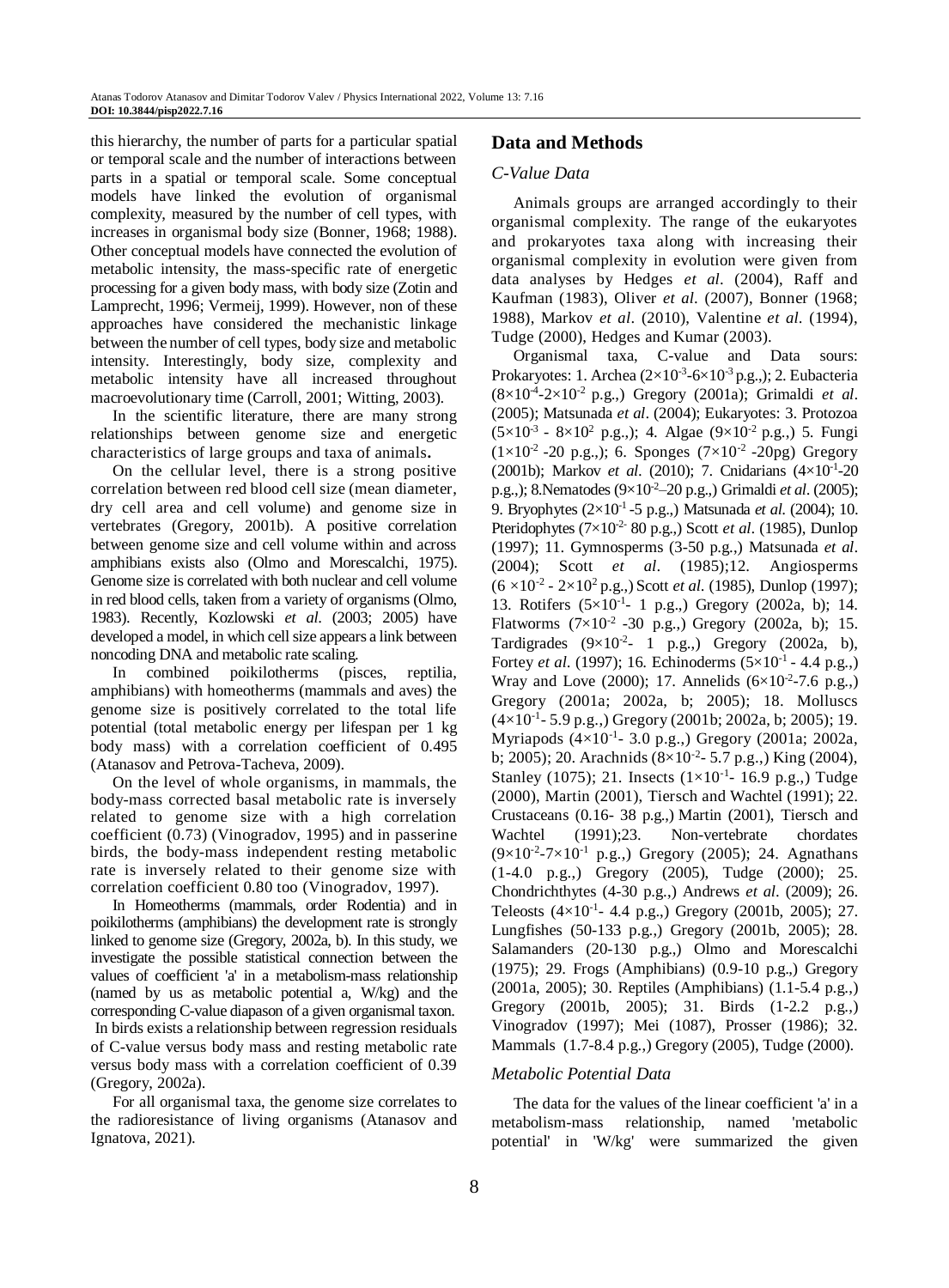this hierarchy, the number of parts for a particular spatial or temporal scale and the number of interactions between parts in a spatial or temporal scale. Some conceptual models have linked the evolution of organismal complexity, measured by the number of cell types, with increases in organismal body size (Bonner, 1968; 1988). Other conceptual models have connected the evolution of metabolic intensity, the mass-specific rate of energetic processing for a given body mass, with body size (Zotin and Lamprecht, 1996; Vermeij, 1999). However, non of these approaches have considered the mechanistic linkage between the number of cell types, body size and metabolic intensity. Interestingly, body size, complexity and metabolic intensity have all increased throughout macroevolutionary time (Carroll, 2001; Witting, 2003).

In the scientific literature, there are many strong relationships between genome size and energetic characteristics of large groups and taxa of animals.

On the cellular level, there is a strong positive correlation between red blood cell size (mean diameter, dry cell area and cell volume) and genome size in vertebrates (Gregory, 2001b). A positive correlation between genome size and cell volume within and across amphibians exists also (Olmo and Morescalchi, 1975). Genome size is correlated with both nuclear and cell volume in red blood cells, taken from a variety of organisms (Olmo, 1983). Recently, Kozlowski *et al.* (2003; 2005) have developed a model, in which cell size appears a link between noncoding DNA and metabolic rate scaling.

In combined poikilotherms (pisces, reptilia, amphibians) with homeotherms (mammals and aves) the genome size is positively correlated to the total life potential (total metabolic energy per lifespan per 1 kg body mass) with a correlation coefficient of 0.495 (Atanasov and Petrova-Tacheva, 2009).

On the level of whole organisms, in mammals, the body-mass corrected basal metabolic rate is inversely related to genome size with a high correlation coefficient (0.73) (Vinogradov, 1995) and in passerine birds, the body-mass independent resting metabolic rate is inversely related to their genome size with correlation coefficient 0.80 too (Vinogradov, 1997).

In Homeotherms (mammals, order Rodentia) and in poikilotherms (amphibians) the development rate is strongly linked to genome size (Gregory, 2002a, b). In this study, we investigate the possible statistical connection between the values of coefficient 'a' in a metabolism-mass relationship (named by us as metabolic potential a, W/kg) and the corresponding C-value diapason of a given organismal taxon. In birds exists a relationship between regression residuals of C-value versus body mass and resting metabolic rate versus body mass with a correlation coefficient of 0.39 (Gregory, 2002a).

For all organismal taxa, the genome size correlates to the radioresistance of living organisms (Atanasov and Ignatova, 2021).

## Data and Methods

### *C-Value Data*

Animals groups are arranged accordingly to their organismal complexity. The range of the eukaryotes and prokaryotes taxa along with increasing their organismal complexity in evolution were given from data analyses by Hedges *et al*. (2004), Raff and Kaufman (1983), Oliver *et al*. (2007), Bonner (1968; 1988), Markov *et al*. (2010), Valentine *et al*. (1994), Tudge (2000), Hedges and Kumar (2003).

Organismal taxa, C-value and Data sours: Prokaryotes: 1. Archea ($2\times10^{-3}$-$6\times10^{-3}$ p.g.,); 2. Eubacteria ($8\times10^{-4}$-$2\times10^{-2}$ p.g.,) Gregory (2001a); Grimaldi *et al*. (2005); Matsunada *et al*. (2004); Eukaryotes: 3. Protozoa ($5\times10^{-3}$ - $8\times10^{2}$ p.g.,); 4. Algae ($9\times10^{-2}$ p.g.,) 5. Fungi ($1\times10^{-2}$ -20 p.g.,); 6. Sponges ($7\times10^{-2}$ -20pg) Gregory (2001b); Markov *et al*. (2010); 7. Cnidarians ($4\times10^{-1}$-20 p.g.,); 8.Nematodes ($9\times10^{-2}$–20 p.g.,) Grimaldi *et al*. (2005); 9. Bryophytes ($2\times10^{-1}$ -5 p.g.,) Matsunada *et al*. (2004); 10. Pteridophytes ($7\times10^{-2}$- 80 p.g.,) Scott *et al*. (1985), Dunlop (1997); 11. Gymnosperms (3-50 p.g.,) Matsunada *et al*. (2004); Scott *et al*. (1985);12. Angiosperms ($6\times10^{-2}$ - $2\times10^{2}$ p.g.,) Scott *et al*. (1985), Dunlop (1997); 13. Rotifers ($5\times10^{-1}$- 1 p.g.,) Gregory (2002a, b); 14. Flatworms ($7\times10^{-2}$ -30 p.g.,) Gregory (2002a, b); 15. Tardigrades ($9\times10^{-2}$- 1 p.g.,) Gregory (2002a, b), Fortey *et al*. (1997); 16. Echinoderms ($5\times10^{-1}$ - 4.4 p.g.,) Wray and Love (2000); 17. Annelids ($6\times10^{-2}$-7.6 p.g.,) Gregory (2001a; 2002a, b; 2005); 18. Molluscs ($4\times10^{-1}$- 5.9 p.g.,) Gregory (2001b; 2002a, b; 2005); 19. Myriapods ($4\times10^{-1}$- 3.0 p.g.,) Gregory (2001a; 2002a, b; 2005); 20. Arachnids ($8\times10^{-2}$- 5.7 p.g.,) King (2004), Stanley (1075); 21. Insects ($1\times10^{-1}$- 16.9 p.g.,) Tudge (2000), Martin (2001), Tiersch and Wachtel (1991); 22. Crustaceans (0.16- 38 p.g.,) Martin (2001), Tiersch and Wachtel (1991);23. Non-vertebrate chordates ($9\times10^{-2}$-$7\times10^{-1}$ p.g.,) Gregory (2005); 24. Agnathans (1-4.0 p.g.,) Gregory (2005), Tudge (2000); 25. Chondrichthytes (4-30 p.g.,) Andrews *et al*. (2009); 26. Teleosts ($4\times10^{-1}$- 4.4 p.g.,) Gregory (2001b, 2005); 27. Lungfishes (50-133 p.g.,) Gregory (2001b, 2005); 28. Salamanders (20-130 p.g.,) Olmo and Morescalchi (1975); 29. Frogs (Amphibians) (0.9-10 p.g.,) Gregory (2001a, 2005); 30. Reptiles (Amphibians) (1.1-5.4 p.g.,) Gregory (2001b, 2005); 31. Birds (1-2.2 p.g.,) Vinogradov (1997); Mei (1087), Prosser (1986); 32. Mammals (1.7-8.4 p.g.,) Gregory (2005), Tudge (2000).

### *Metabolic Potential Data*

The data for the values of the linear coefficient 'a' in a metabolism-mass relationship, named 'metabolic potential' in 'W/kg' were summarized the given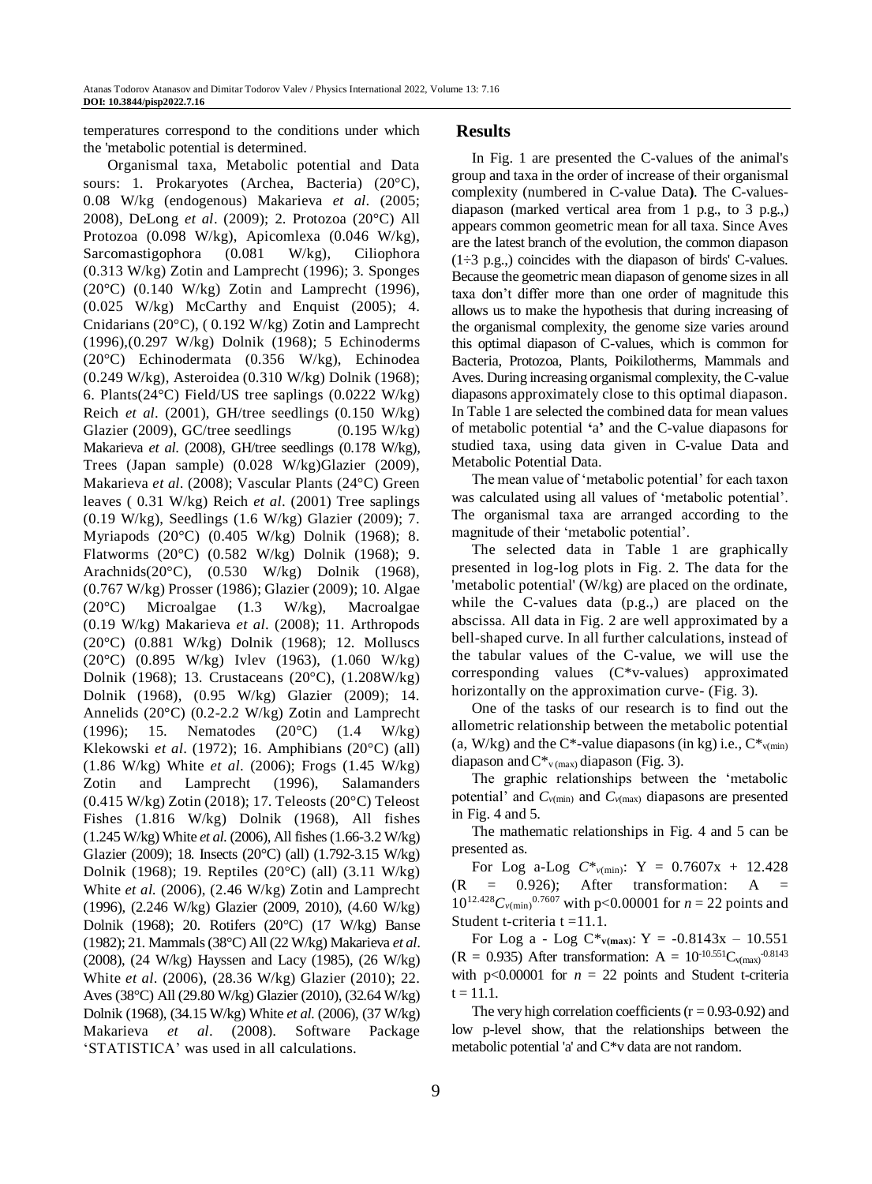temperatures correspond to the conditions under which the 'metabolic potential is determined.

Organismal taxa, Metabolic potential and Data sours: 1. Prokaryotes (Archea, Bacteria) (20°C), 0.08 W/kg (endogenous) Makarieva *et al*. (2005; 2008), DeLong *et al*. (2009); 2. Protozoa (20°C) All Protozoa (0.098 W/kg), Apicomlexa (0.046 W/kg), Sarcomastigophora (0.081 W/kg), Ciliophora (0.313 W/kg) Zotin and Lamprecht (1996); 3. Sponges (20°C) (0.140 W/kg) Zotin and Lamprecht (1996), (0.025 W/kg) McCarthy and Enquist (2005); 4. Cnidarians (20°C), ( 0.192 W/kg) Zotin and Lamprecht (1996),(0.297 W/kg) Dolnik (1968); 5 Echinoderms (20°C) Echinodermata (0.356 W/kg), Echinodea (0.249 W/kg), Asteroidea (0.310 W/kg) Dolnik (1968); 6. Plants(24°C) Field/US tree saplings (0.0222 W/kg) Reich *et al*. (2001), GH/tree seedlings (0.150 W/kg) Glazier (2009), GC/tree seedlings (0.195 W/kg) Makarieva *et al*. (2008), GH/tree seedlings (0.178 W/kg), Trees (Japan sample) (0.028 W/kg)Glazier (2009), Makarieva *et al*. (2008); Vascular Plants (24°C) Green leaves ( 0.31 W/kg) Reich *et al*. (2001) Tree saplings (0.19 W/kg), Seedlings (1.6 W/kg) Glazier (2009); 7. Myriapods (20°C) (0.405 W/kg) Dolnik (1968); 8. Flatworms (20°C) (0.582 W/kg) Dolnik (1968); 9. Arachnids(20°C), (0.530 W/kg) Dolnik (1968), (0.767 W/kg) Prosser (1986); Glazier (2009); 10. Algae (20°C) Microalgae (1.3 W/kg), Macroalgae (0.19 W/kg) Makarieva *et al*. (2008); 11. Arthropods (20°C) (0.881 W/kg) Dolnik (1968); 12. Molluscs (20°C) (0.895 W/kg) Ivlev (1963), (1.060 W/kg) Dolnik (1968); 13. Crustaceans (20°C), (1.208W/kg) Dolnik (1968), (0.95 W/kg) Glazier (2009); 14. Annelids (20°C) (0.2-2.2 W/kg) Zotin and Lamprecht (1996); 15. Nematodes (20°C) (1.4 W/kg) Klekowski *et al*. (1972); 16. Amphibians (20°C) (all) (1.86 W/kg) White *et al*. (2006); Frogs (1.45 W/kg) Zotin and Lamprecht (1996), Salamanders (0.415 W/kg) Zotin (2018); 17. Teleosts (20°C) Teleost Fishes (1.816 W/kg) Dolnik (1968), All fishes (1.245 W/kg) White *et al*. (2006), All fishes (1.66-3.2 W/kg) Glazier (2009); 18. Insects (20°C) (all) (1.792-3.15 W/kg) Dolnik (1968); 19. Reptiles (20°C) (all) (3.11 W/kg) White *et al*. (2006), (2.46 W/kg) Zotin and Lamprecht (1996), (2.246 W/kg) Glazier (2009, 2010), (4.60 W/kg) Dolnik (1968); 20. Rotifers (20°C) (17 W/kg) Banse (1982); 21. Mammals (38°C) All (22 W/kg) Makarieva *et al*. (2008), (24 W/kg) Hayssen and Lacy (1985), (26 W/kg) White *et al*. (2006), (28.36 W/kg) Glazier (2010); 22. Aves (38°C) All (29.80 W/kg) Glazier (2010), (32.64 W/kg) Dolnik (1968), (34.15 W/kg) White *et al*. (2006), (37 W/kg) Makarieva *et al*. (2008). Software Package 'STATISTICA' was used in all calculations.

## Results

In Fig. 1 are presented the C-values of the animal's group and taxa in the order of increase of their organismal complexity (numbered in C-value Data**)**. The C-values-diapason (marked vertical area from 1 p.g., to 3 p.g.,) appears common geometric mean for all taxa. Since Aves are the latest branch of the evolution, the common diapason (1÷3 p.g.,) coincides with the diapason of birds' C-values. Because the geometric mean diapason of genome sizes in all taxa don't differ more than one order of magnitude this allows us to make the hypothesis that during increasing of the organismal complexity, the genome size varies around this optimal diapason of C-values, which is common for Bacteria, Protozoa, Plants, Poikilotherms, Mammals and Aves. During increasing organismal complexity, the C-value diapasons approximately close to this optimal diapason. In Table 1 are selected the combined data for mean values of metabolic potential **'**a**'** and the C-value diapasons for studied taxa, using data given in C-value Data and Metabolic Potential Data.

The mean value of 'metabolic potential' for each taxon was calculated using all values of 'metabolic potential'. The organismal taxa are arranged according to the magnitude of their 'metabolic potential'.

The selected data in Table 1 are graphically presented in log-log plots in Fig. 2. The data for the 'metabolic potential' (W/kg) are placed on the ordinate, while the C-values data (p.g.,) are placed on the abscissa. All data in Fig. 2 are well approximated by a bell-shaped curve. In all further calculations, instead of the tabular values of the C-value, we will use the corresponding values (C*v-values) approximated horizontally on the approximation curve- (Fig. 3).

One of the tasks of our research is to find out the allometric relationship between the metabolic potential (a, W/kg) and the C*-value diapasons (in kg) i.e., $C^*_{v(min)}$ diapason and $C^*_{v(max)}$ diapason (Fig. 3).

The graphic relationships between the 'metabolic potential' and $C_{v(min)}$ and $C_{v(max)}$ diapasons are presented in Fig. 4 and 5.

The mathematic relationships in Fig. 4 and 5 can be presented as.

For Log a-Log $C^*_{v(min)}$: $Y = 0.7607x + 12.428$ ($R = 0.926$); After transformation: $A = 10^{12.428} C_{v(min)}^{0.7607}$ with $p<0.00001$ for $n = 22$ points and Student t-criteria $t = 11.1$.

For Log a - Log $C^*_{v(max)}$: $Y = -0.8143x - 10.551$ ($R = 0.935$) After transformation: $A = 10^{-10.551} C_{v(max)}^{-0.8143}$ with $p<0.00001$ for $n = 22$ points and Student t-criteria $t = 11.1$.

The very high correlation coefficients ($r = 0.93$-$0.92$) and low p-level show, that the relationships between the metabolic potential 'a' and C*v data are not random.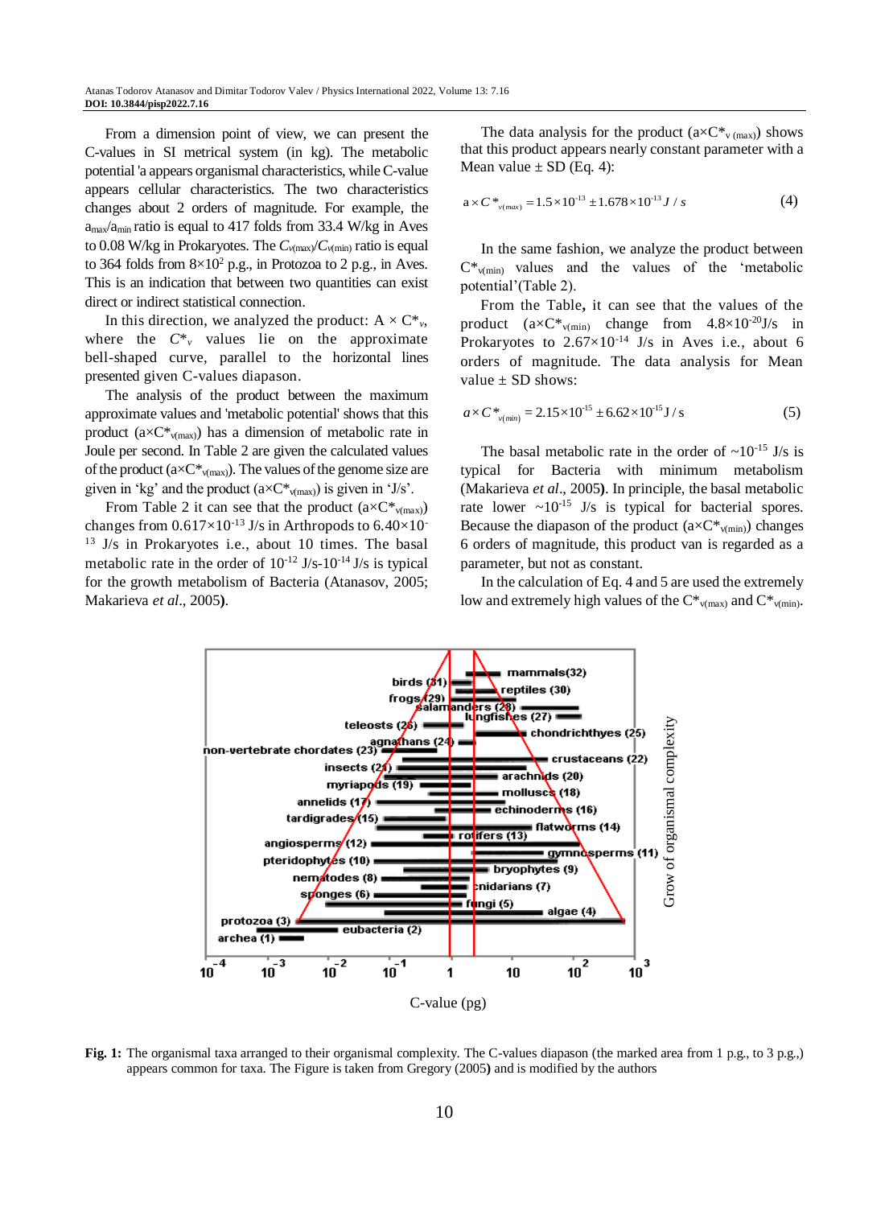From a dimension point of view, we can present the C-values in SI metrical system (in kg). The metabolic potential 'a appears organismal characteristics, while C-value appears cellular characteristics. The two characteristics changes about 2 orders of magnitude. For example, the $a_{max}/a_{min}$ ratio is equal to 417 folds from 33.4 W/kg in Aves to 0.08 W/kg in Prokaryotes. The $C_{v(max)}/C_{v(min)}$ ratio is equal to 364 folds from $8\times10^2$ p.g., in Protozoa to 2 p.g., in Aves. This is an indication that between two quantities can exist direct or indirect statistical connection.

In this direction, we analyzed the product: $A \times C^*_v$, where the $C^*_v$ values lie on the approximate bell-shaped curve, parallel to the horizontal lines presented given C-values diapason.

The analysis of the product between the maximum approximate values and 'metabolic potential' shows that this product $(a\times C^*_{v(max)})$ has a dimension of metabolic rate in Joule per second. In Table 2 are given the calculated values of the product $(a\times C^*_{v(max)})$. The values of the genome size are given in 'kg' and the product $(a\times C^*_{v(max)})$ is given in 'J/s'.

From Table 2 it can see that the product $(a\times C^*_{v(max)})$ changes from $0.617\times10^{-13}$ J/s in Arthropods to $6.40\times10^{-13}$ J/s in Prokaryotes i.e., about 10 times. The basal metabolic rate in the order of $10^{-12}$ J/s-$10^{-14}$ J/s is typical for the growth metabolism of Bacteria (Atanasov, 2005; Makarieva *et al*., 2005**)**.

The data analysis for the product $(a\times C^*_{v\,(max)})$ shows that this product appears nearly constant parameter with a Mean value ± SD (Eq. 4):

$$a\times C^*_{v(max)} = 1.5\times10^{-13} \pm 1.678\times10^{-13}\, J/s \tag{4}$$

In the same fashion, we analyze the product between $C^*_{v(min)}$ values and the values of the 'metabolic potential'(Table 2).

From the Table**,** it can see that the values of the product $(a\times C^*_{v(min)})$ change from $4.8\times10^{-20}$J/s in Prokaryotes to $2.67\times10^{-14}$ J/s in Aves i.e., about 6 orders of magnitude. The data analysis for Mean value ± SD shows:

$$a\times C^*_{v(min)} = 2.15\times10^{-15} \pm 6.62\times10^{-15}\, J/s \tag{5}$$

The basal metabolic rate in the order of ~$10^{-15}$ J/s is typical for Bacteria with minimum metabolism (Makarieva *et al*., 2005**)**. In principle, the basal metabolic rate lower ~$10^{-15}$ J/s is typical for bacterial spores. Because the diapason of the product $(a\times C^*_{v(min)})$ changes 6 orders of magnitude, this product van is regarded as a parameter, but not as constant.

In the calculation of Eq. 4 and 5 are used the extremely low and extremely high values of the $C^*_{v(max)}$ and $C^*_{v(min)}$.

**Fig. 1:** The organismal taxa arranged to their organismal complexity. The C-values diapason (the marked area from 1 p.g., to 3 p.g.,) appears common for taxa. The Figure is taken from Gregory (2005**)** and is modified by the authors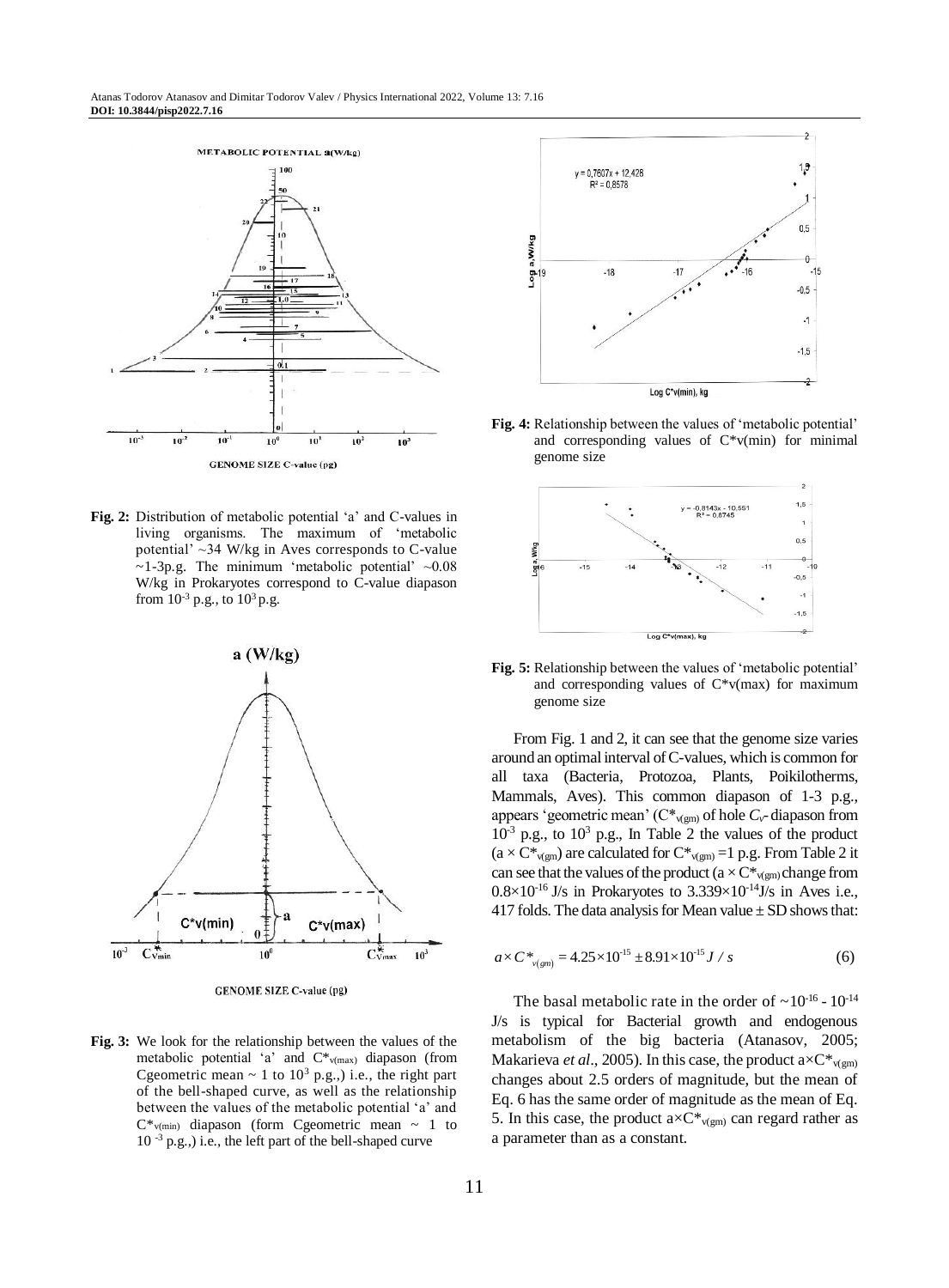**Fig. 2:** Distribution of metabolic potential 'a' and C-values in living organisms. The maximum of 'metabolic potential' ~34 W/kg in Aves corresponds to C-value ~1-3p.g. The minimum 'metabolic potential' ~0.08 W/kg in Prokaryotes correspond to C-value diapason from $10^{-3}$ p.g., to $10^{3}$ p.g.

**Fig. 3:** We look for the relationship between the values of the metabolic potential 'a' and $C^*_{v(max)}$ diapason (from Cgeometric mean ~ 1 to $10^{3}$ p.g.,) i.e., the right part of the bell-shaped curve, as well as the relationship between the values of the metabolic potential 'a' and $C^*_{v(min)}$ diapason (form Cgeometric mean ~ 1 to $10^{-3}$ p.g.,) i.e., the left part of the bell-shaped curve

**Fig. 4:** Relationship between the values of 'metabolic potential' and corresponding values of C*v(min) for minimal genome size

**Fig. 5:** Relationship between the values of 'metabolic potential' and corresponding values of C*v(max) for maximum genome size

From Fig. 1 and 2, it can see that the genome size varies around an optimal interval of C-values, which is common for all taxa (Bacteria, Protozoa, Plants, Poikilotherms, Mammals, Aves). This common diapason of 1-3 p.g., appears 'geometric mean' ($C^*_{v(gm)}$ of hole $C_v$- diapason from $10^{-3}$ p.g., to $10^{3}$ p.g., In Table 2 the values of the product ($a \times C^*_{v(gm)}$) are calculated for $C^*_{v(gm)} = 1$ p.g. From Table 2 it can see that the values of the product ($a \times C^*_{v(gm)}$) change from $0.8 \times 10^{-16}$ J/s in Prokaryotes to $3.339 \times 10^{-14}$ J/s in Aves i.e., 417 folds. The data analysis for Mean value ± SD shows that:

$$a \times C^*_{v(gm)} = 4.25 \times 10^{-15} \pm 8.91 \times 10^{-15} \, J/s \tag{6}$$

The basal metabolic rate in the order of ~$10^{-16}$ - $10^{-14}$ J/s is typical for Bacterial growth and endogenous metabolism of the big bacteria (Atanasov, 2005; Makarieva *et al*., 2005). In this case, the product $a \times C^*_{v(gm)}$ changes about 2.5 orders of magnitude, but the mean of Eq. 6 has the same order of magnitude as the mean of Eq. 5. In this case, the product $a \times C^*_{v(gm)}$ can regard rather as a parameter than as a constant.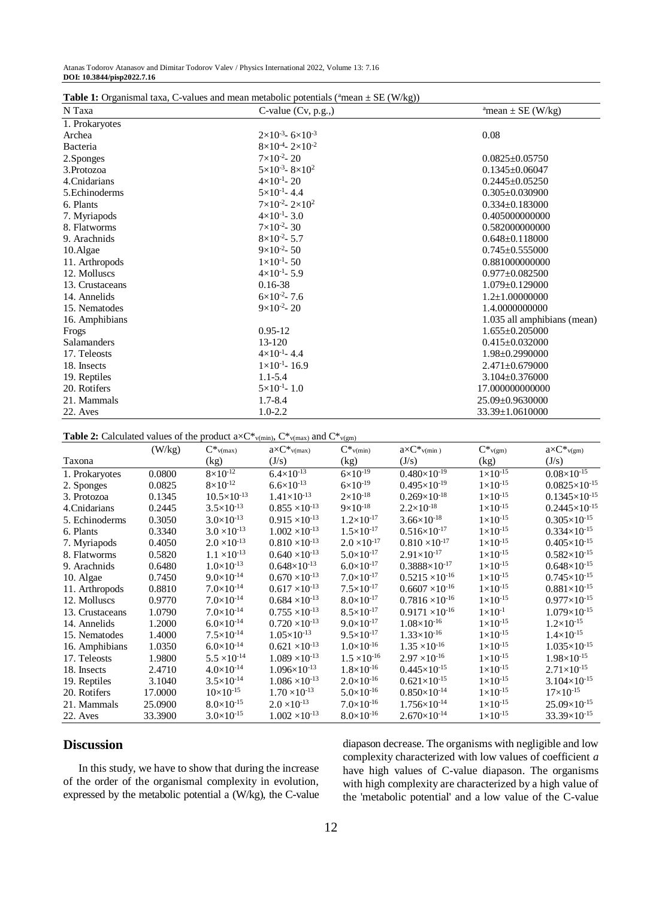**Table 1:** Organismal taxa, C-values and mean metabolic potentials ($^a$mean ± SE (W/kg))

| N Taxa | C-value (Cv, p.g.,) | $^a$mean ± SE (W/kg) |
|---|---|---|
| 1. Prokaryotes | | |
| Archea | $2\times10^{-3}$- $6\times10^{-3}$ | 0.08 |
| Bacteria | $8\times10^{-4}$- $2\times10^{-2}$ | |
| 2.Sponges | $7\times10^{-2}$- 20 | 0.0825±0.05750 |
| 3.Protozoa | $5\times10^{-3}$- $8\times10^{2}$ | 0.1345±0.06047 |
| 4.Cnidarians | $4\times10^{-1}$- 20 | 0.2445±0.05250 |
| 5.Echinoderms | $5\times10^{-1}$- 4.4 | 0.305±0.030900 |
| 6. Plants | $7\times10^{-2}$- $2\times10^{2}$ | 0.334±0.183000 |
| 7. Myriapods | $4\times10^{-1}$- 3.0 | 0.405000000000 |
| 8. Flatworms | $7\times10^{-2}$- 30 | 0.582000000000 |
| 9. Arachnids | $8\times10^{-2}$- 5.7 | 0.648±0.118000 |
| 10.Algae | $9\times10^{-2}$- 50 | 0.745±0.555000 |
| 11. Arthropods | $1\times10^{-1}$- 50 | 0.881000000000 |
| 12. Molluscs | $4\times10^{-1}$- 5.9 | 0.977±0.082500 |
| 13. Crustaceans | 0.16-38 | 1.079±0.129000 |
| 14. Annelids | $6\times10^{-2}$- 7.6 | 1.2±1.00000000 |
| 15. Nematodes | $9\times10^{-2}$- 20 | 1.4.0000000000 |
| 16. Amphibians | | 1.035 all amphibians (mean) |
| Frogs | 0.95-12 | 1.655±0.205000 |
| Salamanders | 13-120 | 0.415±0.032000 |
| 17. Teleosts | $4\times10^{-1}$- 4.4 | 1.98±0.2990000 |
| 18. Insects | $1\times10^{-1}$- 16.9 | 2.471±0.679000 |
| 19. Reptiles | 1.1-5.4 | 3.104±0.376000 |
| 20. Rotifers | $5\times10^{-1}$- 1.0 | 17.000000000000 |
| 21. Mammals | 1.7-8.4 | 25.09±0.9630000 |
| 22. Aves | 1.0-2.2 | 33.39±1.0610000 |

**Table 2:** Calculated values of the product $a\times C^*_{v(min)}$, $C^*_{v(max)}$ and $C^*_{v(gm)}$

| Taxona | (W/kg) | $C^*_{v(max)}$ (kg) | $a\times C^*_{v(max)}$ (J/s) | $C^*_{v(min)}$ (kg) | $a\times C^*_{v(min)}$ (J/s) | $C^*_{v(gm)}$ (kg) | $a\times C^*_{v(gm)}$ (J/s) |
|---|---|---|---|---|---|---|---|
| 1. Prokaryotes | 0.0800 | $8\times10^{-12}$ | $6.4\times10^{-13}$ | $6\times10^{-19}$ | $0.480\times10^{-19}$ | $1\times10^{-15}$ | $0.08\times10^{-15}$ |
| 2. Sponges | 0.0825 | $8\times10^{-12}$ | $6.6\times10^{-13}$ | $6\times10^{-19}$ | $0.495\times10^{-19}$ | $1\times10^{-15}$ | $0.0825\times10^{-15}$ |
| 3. Protozoa | 0.1345 | $10.5\times10^{-13}$ | $1.41\times10^{-13}$ | $2\times10^{-18}$ | $0.269\times10^{-18}$ | $1\times10^{-15}$ | $0.1345\times10^{-15}$ |
| 4.Cnidarians | 0.2445 | $3.5\times10^{-13}$ | $0.855\times10^{-13}$ | $9\times10^{-18}$ | $2.2\times10^{-18}$ | $1\times10^{-15}$ | $0.2445\times10^{-15}$ |
| 5. Echinoderms | 0.3050 | $3.0\times10^{-13}$ | $0.915\times10^{-13}$ | $1.2\times10^{-17}$ | $3.66\times10^{-18}$ | $1\times10^{-15}$ | $0.305\times10^{-15}$ |
| 6. Plants | 0.3340 | $3.0\times10^{-13}$ | $1.002\times10^{-13}$ | $1.5\times10^{-17}$ | $0.516\times10^{-17}$ | $1\times10^{-15}$ | $0.334\times10^{-15}$ |
| 7. Myriapods | 0.4050 | $2.0\times10^{-13}$ | $0.810\times10^{-13}$ | $2.0\times10^{-17}$ | $0.810\times10^{-17}$ | $1\times10^{-15}$ | $0.405\times10^{-15}$ |
| 8. Flatworms | 0.5820 | $1.1\times10^{-13}$ | $0.640\times10^{-13}$ | $5.0\times10^{-17}$ | $2.91\times10^{-17}$ | $1\times10^{-15}$ | $0.582\times10^{-15}$ |
| 9. Arachnids | 0.6480 | $1.0\times10^{-13}$ | $0.648\times10^{-13}$ | $6.0\times10^{-17}$ | $0.3888\times10^{-17}$ | $1\times10^{-15}$ | $0.648\times10^{-15}$ |
| 10. Algae | 0.7450 | $9.0\times10^{-14}$ | $0.670\times10^{-13}$ | $7.0\times10^{-17}$ | $0.5215\times10^{-16}$ | $1\times10^{-15}$ | $0.745\times10^{-15}$ |
| 11. Arthropods | 0.8810 | $7.0\times10^{-14}$ | $0.617\times10^{-13}$ | $7.5\times10^{-17}$ | $0.6607\times10^{-16}$ | $1\times10^{-15}$ | $0.881\times10^{-15}$ |
| 12. Molluscs | 0.9770 | $7.0\times10^{-14}$ | $0.684\times10^{-13}$ | $8.0\times10^{-17}$ | $0.7816\times10^{-16}$ | $1\times10^{-15}$ | $0.977\times10^{-15}$ |
| 13. Crustaceans | 1.0790 | $7.0\times10^{-14}$ | $0.755\times10^{-13}$ | $8.5\times10^{-17}$ | $0.9171\times10^{-16}$ | $1\times10^{-1}$ | $1.079\times10^{-15}$ |
| 14. Annelids | 1.2000 | $6.0\times10^{-14}$ | $0.720\times10^{-13}$ | $9.0\times10^{-17}$ | $1.08\times10^{-16}$ | $1\times10^{-15}$ | $1.2\times10^{-15}$ |
| 15. Nematodes | 1.4000 | $7.5\times10^{-14}$ | $1.05\times10^{-13}$ | $9.5\times10^{-17}$ | $1.33\times10^{-16}$ | $1\times10^{-15}$ | $1.4\times10^{-15}$ |
| 16. Amphibians | 1.0350 | $6.0\times10^{-14}$ | $0.621\times10^{-13}$ | $1.0\times10^{-16}$ | $1.35\times10^{-16}$ | $1\times10^{-15}$ | $1.035\times10^{-15}$ |
| 17. Teleosts | 1.9800 | $5.5\times10^{-14}$ | $1.089\times10^{-13}$ | $1.5\times10^{-16}$ | $2.97\times10^{-16}$ | $1\times10^{-15}$ | $1.98\times10^{-15}$ |
| 18. Insects | 2.4710 | $4.0\times10^{-14}$ | $1.096\times10^{-13}$ | $1.8\times10^{-16}$ | $0.445\times10^{-15}$ | $1\times10^{-15}$ | $2.71\times10^{-15}$ |
| 19. Reptiles | 3.1040 | $3.5\times10^{-14}$ | $1.086\times10^{-13}$ | $2.0\times10^{-16}$ | $0.621\times10^{-15}$ | $1\times10^{-15}$ | $3.104\times10^{-15}$ |
| 20. Rotifers | 17.0000 | $10\times10^{-15}$ | $1.70\times10^{-13}$ | $5.0\times10^{-16}$ | $0.850\times10^{-14}$ | $1\times10^{-15}$ | $17\times10^{-15}$ |
| 21. Mammals | 25.0900 | $8.0\times10^{-15}$ | $2.0\times10^{-13}$ | $7.0\times10^{-16}$ | $1.756\times10^{-14}$ | $1\times10^{-15}$ | $25.09\times10^{-15}$ |
| 22. Aves | 33.3900 | $3.0\times10^{-15}$ | $1.002\times10^{-13}$ | $8.0\times10^{-16}$ | $2.670\times10^{-14}$ | $1\times10^{-15}$ | $33.39\times10^{-15}$ |

## Discussion

In this study, we have to show that during the increase of the order of the organismal complexity in evolution, expressed by the metabolic potential a (W/kg), the C-value diapason decrease. The organisms with negligible and low complexity characterized with low values of coefficient *a* have high values of C-value diapason. The organisms with high complexity are characterized by a high value of the 'metabolic potential' and a low value of the C-value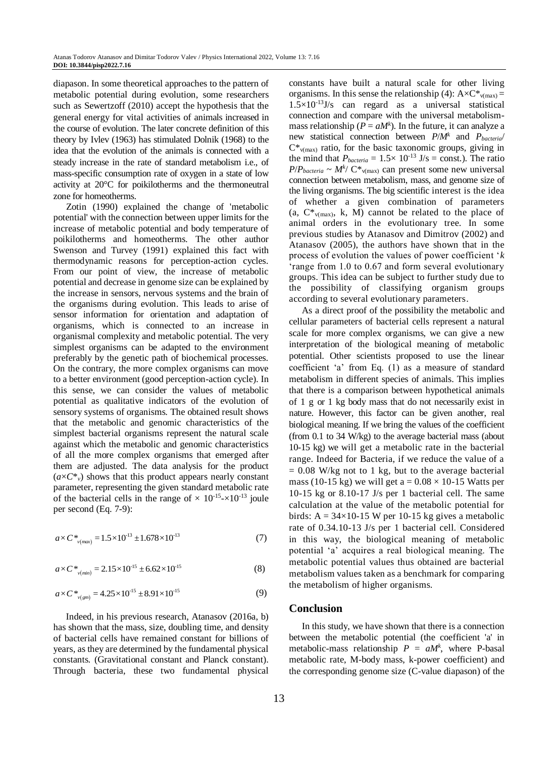diapason. In some theoretical approaches to the pattern of metabolic potential during evolution, some researchers such as Sewertzoff (2010) accept the hypothesis that the general energy for vital activities of animals increased in the course of evolution. The later concrete definition of this theory by Ivlev (1963) has stimulated Dolnik (1968) to the idea that the evolution of the animals is connected with a steady increase in the rate of standard metabolism i.e., of mass-specific consumption rate of oxygen in a state of low activity at 20°C for poikilotherms and the thermoneutral zone for homeotherms.

Zotin (1990) explained the change of 'metabolic potential' with the connection between upper limits for the increase of metabolic potential and body temperature of poikilotherms and homeotherms. The other author Swenson and Turvey (1991) explained this fact with thermodynamic reasons for perception-action cycles. From our point of view, the increase of metabolic potential and decrease in genome size can be explained by the increase in sensors, nervous systems and the brain of the organisms during evolution. This leads to arise of sensor information for orientation and adaptation of organisms, which is connected to an increase in organismal complexity and metabolic potential. The very simplest organisms can be adapted to the environment preferably by the genetic path of biochemical processes. On the contrary, the more complex organisms can move to a better environment (good perception-action cycle). In this sense, we can consider the values of metabolic potential as qualitative indicators of the evolution of sensory systems of organisms. The obtained result shows that the metabolic and genomic characteristics of the simplest bacterial organisms represent the natural scale against which the metabolic and genomic characteristics of all the more complex organisms that emerged after them are adjusted. The data analysis for the product ($a \times C^*_v$) shows that this product appears nearly constant parameter, representing the given standard metabolic rate of the bacterial cells in the range of $\times 10^{-15}$-$\times 10^{-13}$ joule per second (Eq. 7-9):

$$a \times C^*_{v(max)} = 1.5\times10^{-13} \pm 1.678\times10^{-13} \tag{7}$$

$$a \times C^*_{v(min)} = 2.15\times10^{-15} \pm 6.62\times10^{-15} \tag{8}$$

$$a \times C^*_{v(gm)} = 4.25\times10^{-15} \pm 8.91\times10^{-15} \tag{9}$$

Indeed, in his previous research, Atanasov (2016a, b) has shown that the mass, size, doubling time, and density of bacterial cells have remained constant for billions of years, as they are determined by the fundamental physical constants. (Gravitational constant and Planck constant). Through bacteria, these two fundamental physical constants have built a natural scale for other living organisms. In this sense the relationship (4): $A\times C^*_{v(max)} = 1.5\times10^{-13}$J/s can regard as a universal statistical connection and compare with the universal metabolism-mass relationship ($P = aM^k$). In the future, it can analyze a new statistical connection between $P/M^k$ and $P_{bacteria}/C^*_{v(max)}$ ratio, for the basic taxonomic groups, giving in the mind that $P_{bacteria} = 1.5\times 10^{-13}$ J/s = const.). The ratio $P/P_{bacteria} \sim M^k/ C^*_{v(max)}$ can present some new universal connection between metabolism, mass, and genome size of the living organisms. The big scientific interest is the idea of whether a given combination of parameters (a, $C^*_{v(max)}$, k, M) cannot be related to the place of animal orders in the evolutionary tree. In some previous studies by Atanasov and Dimitrov (2002) and Atanasov (2005), the authors have shown that in the process of evolution the values of power coefficient '*k* 'range from 1.0 to 0.67 and form several evolutionary groups. This idea can be subject to further study due to the possibility of classifying organism groups according to several evolutionary parameters.

As a direct proof of the possibility the metabolic and cellular parameters of bacterial cells represent a natural scale for more complex organisms, we can give a new interpretation of the biological meaning of metabolic potential. Other scientists proposed to use the linear coefficient 'a' from Eq. (1) as a measure of standard metabolism in different species of animals. This implies that there is a comparison between hypothetical animals of 1 g or 1 kg body mass that do not necessarily exist in nature. However, this factor can be given another, real biological meaning. If we bring the values of the coefficient (from 0.1 to 34 W/kg) to the average bacterial mass (about 10-15 kg) we will get a metabolic rate in the bacterial range. Indeed for Bacteria, if we reduce the value of a = 0.08 W/kg not to 1 kg, but to the average bacterial mass (10-15 kg) we will get a = 0.08 × 10-15 Watts per 10-15 kg or 8.10-17 J/s per 1 bacterial cell. The same calculation at the value of the metabolic potential for birds: A = 34×10-15 W per 10-15 kg gives a metabolic rate of 0.34.10-13 J/s per 1 bacterial cell. Considered in this way, the biological meaning of metabolic potential 'a' acquires a real biological meaning. The metabolic potential values thus obtained are bacterial metabolism values taken as a benchmark for comparing the metabolism of higher organisms.

## Conclusion

In this study, we have shown that there is a connection between the metabolic potential (the coefficient 'a' in metabolic-mass relationship $P = aM^k$, where P-basal metabolic rate, M-body mass, k-power coefficient) and the corresponding genome size (C-value diapason) of the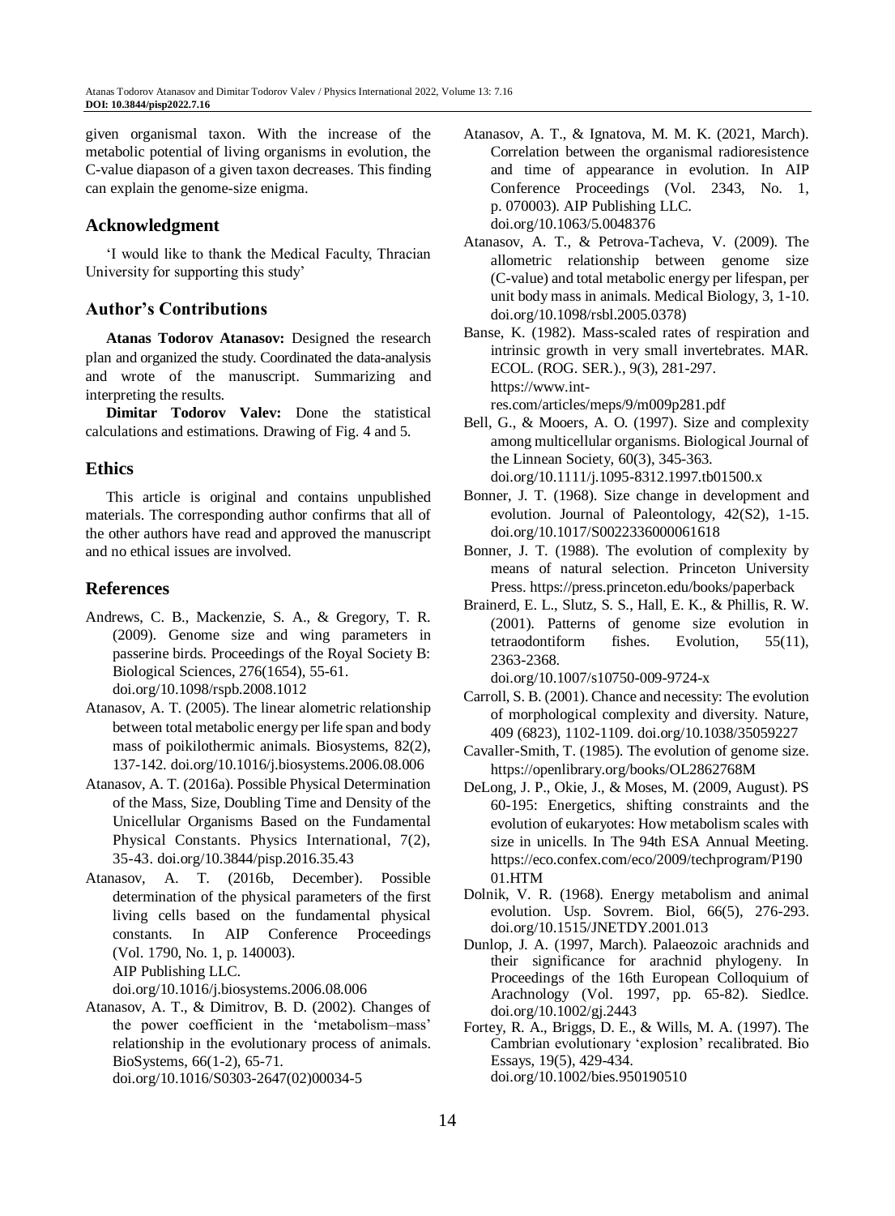given organismal taxon. With the increase of the metabolic potential of living organisms in evolution, the C-value diapason of a given taxon decreases. This finding can explain the genome-size enigma.

## Acknowledgment

'I would like to thank the Medical Faculty, Thracian University for supporting this study'

## Author's Contributions

**Atanas Todorov Atanasov:** Designed the research plan and organized the study. Coordinated the data-analysis and wrote of the manuscript. Summarizing and interpreting the results.

**Dimitar Todorov Valev:** Done the statistical calculations and estimations. Drawing of Fig. 4 and 5.

## Ethics

This article is original and contains unpublished materials. The corresponding author confirms that all of the other authors have read and approved the manuscript and no ethical issues are involved.

## References

Andrews, C. B., Mackenzie, S. A., & Gregory, T. R. (2009). Genome size and wing parameters in passerine birds. Proceedings of the Royal Society B: Biological Sciences, 276(1654), 55-61. doi.org/10.1098/rspb.2008.1012

Atanasov, A. T. (2005). The linear alometric relationship between total metabolic energy per life span and body mass of poikilothermic animals. Biosystems, 82(2), 137-142. doi.org/10.1016/j.biosystems.2006.08.006

Atanasov, A. T. (2016a). Possible Physical Determination of the Mass, Size, Doubling Time and Density of the Unicellular Organisms Based on the Fundamental Physical Constants. Physics International, 7(2), 35-43. doi.org/10.3844/pisp.2016.35.43

Atanasov, A. T. (2016b, December). Possible determination of the physical parameters of the first living cells based on the fundamental physical constants. In AIP Conference Proceedings (Vol. 1790, No. 1, p. 140003). AIP Publishing LLC. doi.org/10.1016/j.biosystems.2006.08.006

Atanasov, A. T., & Dimitrov, B. D. (2002). Changes of the power coefficient in the 'metabolism–mass' relationship in the evolutionary process of animals. BioSystems, 66(1-2), 65-71. doi.org/10.1016/S0303-2647(02)00034-5

Atanasov, A. T., & Ignatova, M. M. K. (2021, March). Correlation between the organismal radioresistence and time of appearance in evolution. In AIP Conference Proceedings (Vol. 2343, No. 1, p. 070003). AIP Publishing LLC. doi.org/10.1063/5.0048376

Atanasov, A. T., & Petrova-Tacheva, V. (2009). The allometric relationship between genome size (C-value) and total metabolic energy per lifespan, per unit body mass in animals. Medical Biology, 3, 1-10. doi.org/10.1098/rsbl.2005.0378)

Banse, K. (1982). Mass-scaled rates of respiration and intrinsic growth in very small invertebrates. MAR. ECOL. (ROG. SER.)., 9(3), 281-297. https://www.int-res.com/articles/meps/9/m009p281.pdf

Bell, G., & Mooers, A. O. (1997). Size and complexity among multicellular organisms. Biological Journal of the Linnean Society, 60(3), 345-363. doi.org/10.1111/j.1095-8312.1997.tb01500.x

Bonner, J. T. (1968). Size change in development and evolution. Journal of Paleontology, 42(S2), 1-15. doi.org/10.1017/S0022336000061618

Bonner, J. T. (1988). The evolution of complexity by means of natural selection. Princeton University Press. https://press.princeton.edu/books/paperback

Brainerd, E. L., Slutz, S. S., Hall, E. K., & Phillis, R. W. (2001). Patterns of genome size evolution in tetraodontiform fishes. Evolution, 55(11), 2363-2368. doi.org/10.1007/s10750-009-9724-x

Carroll, S. B. (2001). Chance and necessity: The evolution of morphological complexity and diversity. Nature, 409 (6823), 1102-1109. doi.org/10.1038/35059227

Cavaller-Smith, T. (1985). The evolution of genome size. https://openlibrary.org/books/OL2862768M

DeLong, J. P., Okie, J., & Moses, M. (2009, August). PS 60-195: Energetics, shifting constraints and the evolution of eukaryotes: How metabolism scales with size in unicells. In The 94th ESA Annual Meeting. https://eco.confex.com/eco/2009/techprogram/P19001.HTM

Dolnik, V. R. (1968). Energy metabolism and animal evolution. Usp. Sovrem. Biol, 66(5), 276-293. doi.org/10.1515/JNETDY.2001.013

Dunlop, J. A. (1997, March). Palaeozoic arachnids and their significance for arachnid phylogeny. In Proceedings of the 16th European Colloquium of Arachnology (Vol. 1997, pp. 65-82). Siedlce. doi.org/10.1002/gj.2443

Fortey, R. A., Briggs, D. E., & Wills, M. A. (1997). The Cambrian evolutionary 'explosion' recalibrated. Bio Essays, 19(5), 429-434. doi.org/10.1002/bies.950190510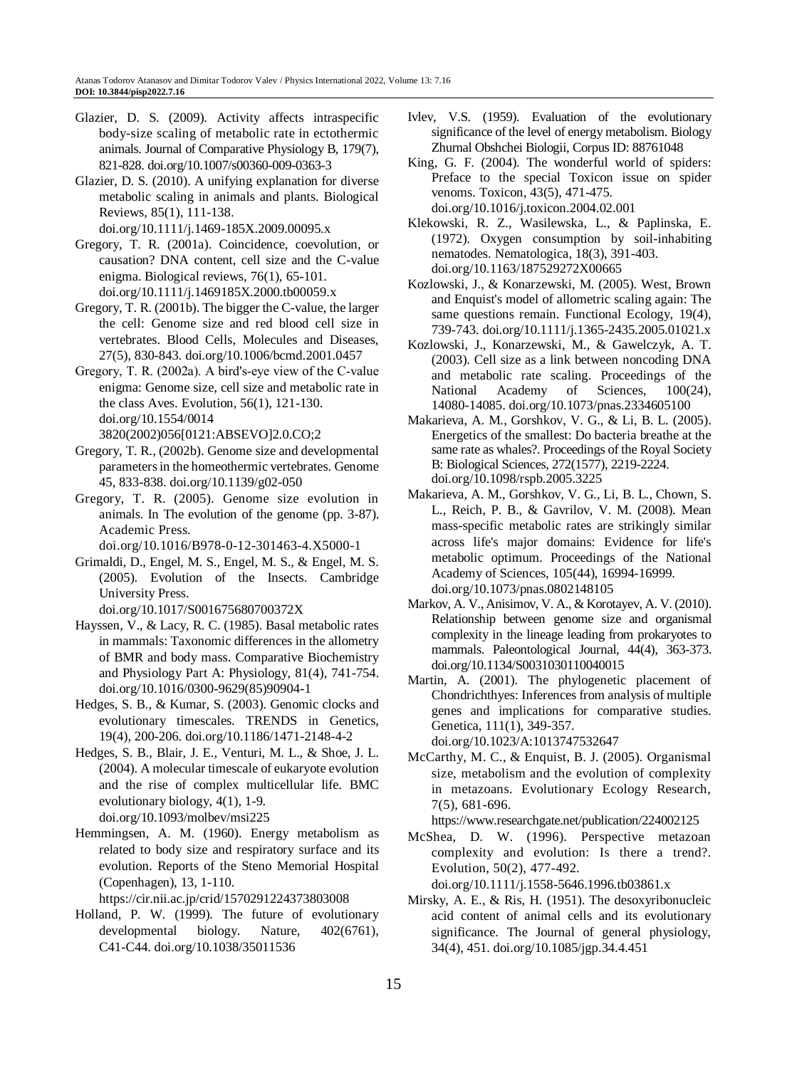Glazier, D. S. (2009). Activity affects intraspecific body-size scaling of metabolic rate in ectothermic animals. Journal of Comparative Physiology B, 179(7), 821-828. doi.org/10.1007/s00360-009-0363-3

Glazier, D. S. (2010). A unifying explanation for diverse metabolic scaling in animals and plants. Biological Reviews, 85(1), 111-138. doi.org/10.1111/j.1469-185X.2009.00095.x

Gregory, T. R. (2001a). Coincidence, coevolution, or causation? DNA content, cell size and the C-value enigma. Biological reviews, 76(1), 65-101. doi.org/10.1111/j.1469185X.2000.tb00059.x

Gregory, T. R. (2001b). The bigger the C-value, the larger the cell: Genome size and red blood cell size in vertebrates. Blood Cells, Molecules and Diseases, 27(5), 830-843. doi.org/10.1006/bcmd.2001.0457

Gregory, T. R. (2002a). A bird's-eye view of the C-value enigma: Genome size, cell size and metabolic rate in the class Aves. Evolution, 56(1), 121-130. doi.org/10.1554/0014 3820(2002)056[0121:ABSEVO]2.0.CO;2

Gregory, T. R., (2002b). Genome size and developmental parameters in the homeothermic vertebrates. Genome 45, 833-838. doi.org/10.1139/g02-050

Gregory, T. R. (2005). Genome size evolution in animals. In The evolution of the genome (pp. 3-87). Academic Press. doi.org/10.1016/B978-0-12-301463-4.X5000-1

Grimaldi, D., Engel, M. S., Engel, M. S., & Engel, M. S. (2005). Evolution of the Insects. Cambridge University Press. doi.org/10.1017/S001675680700372X

Hayssen, V., & Lacy, R. C. (1985). Basal metabolic rates in mammals: Taxonomic differences in the allometry of BMR and body mass. Comparative Biochemistry and Physiology Part A: Physiology, 81(4), 741-754. doi.org/10.1016/0300-9629(85)90904-1

Hedges, S. B., & Kumar, S. (2003). Genomic clocks and evolutionary timescales. TRENDS in Genetics, 19(4), 200-206. doi.org/10.1186/1471-2148-4-2

Hedges, S. B., Blair, J. E., Venturi, M. L., & Shoe, J. L. (2004). A molecular timescale of eukaryote evolution and the rise of complex multicellular life. BMC evolutionary biology, 4(1), 1-9. doi.org/10.1093/molbev/msi225

Hemmingsen, A. M. (1960). Energy metabolism as related to body size and respiratory surface and its evolution. Reports of the Steno Memorial Hospital (Copenhagen), 13, 1-110. https://cir.nii.ac.jp/crid/1570291224373803008

Holland, P. W. (1999). The future of evolutionary developmental biology. Nature, 402(6761), C41-C44. doi.org/10.1038/35011536

Ivlev, V.S. (1959). Evaluation of the evolutionary significance of the level of energy metabolism. Biology Zhurnal Obshchei Biologii, Corpus ID: 88761048

King, G. F. (2004). The wonderful world of spiders: Preface to the special Toxicon issue on spider venoms. Toxicon, 43(5), 471-475. doi.org/10.1016/j.toxicon.2004.02.001

Klekowski, R. Z., Wasilewska, L., & Paplinska, E. (1972). Oxygen consumption by soil-inhabiting nematodes. Nematologica, 18(3), 391-403. doi.org/10.1163/187529272X00665

Kozlowski, J., & Konarzewski, M. (2005). West, Brown and Enquist's model of allometric scaling again: The same questions remain. Functional Ecology, 19(4), 739-743. doi.org/10.1111/j.1365-2435.2005.01021.x

Kozlowski, J., Konarzewski, M., & Gawelczyk, A. T. (2003). Cell size as a link between noncoding DNA and metabolic rate scaling. Proceedings of the National Academy of Sciences, 100(24), 14080-14085. doi.org/10.1073/pnas.2334605100

Makarieva, A. M., Gorshkov, V. G., & Li, B. L. (2005). Energetics of the smallest: Do bacteria breathe at the same rate as whales?. Proceedings of the Royal Society B: Biological Sciences, 272(1577), 2219-2224. doi.org/10.1098/rspb.2005.3225

Makarieva, A. M., Gorshkov, V. G., Li, B. L., Chown, S. L., Reich, P. B., & Gavrilov, V. M. (2008). Mean mass-specific metabolic rates are strikingly similar across life's major domains: Evidence for life's metabolic optimum. Proceedings of the National Academy of Sciences, 105(44), 16994-16999. doi.org/10.1073/pnas.0802148105

Markov, A. V., Anisimov, V. A., & Korotayev, A. V. (2010). Relationship between genome size and organismal complexity in the lineage leading from prokaryotes to mammals. Paleontological Journal, 44(4), 363-373. doi.org/10.1134/S0031030110040015

Martin, A. (2001). The phylogenetic placement of Chondrichthyes: Inferences from analysis of multiple genes and implications for comparative studies. Genetica, 111(1), 349-357. doi.org/10.1023/A:1013747532647

McCarthy, M. C., & Enquist, B. J. (2005). Organismal size, metabolism and the evolution of complexity in metazoans. Evolutionary Ecology Research, 7(5), 681-696. https://www.researchgate.net/publication/224002125

McShea, D. W. (1996). Perspective metazoan complexity and evolution: Is there a trend?. Evolution, 50(2), 477-492. doi.org/10.1111/j.1558-5646.1996.tb03861.x

Mirsky, A. E., & Ris, H. (1951). The desoxyribonucleic acid content of animal cells and its evolutionary significance. The Journal of general physiology, 34(4), 451. doi.org/10.1085/jgp.34.4.451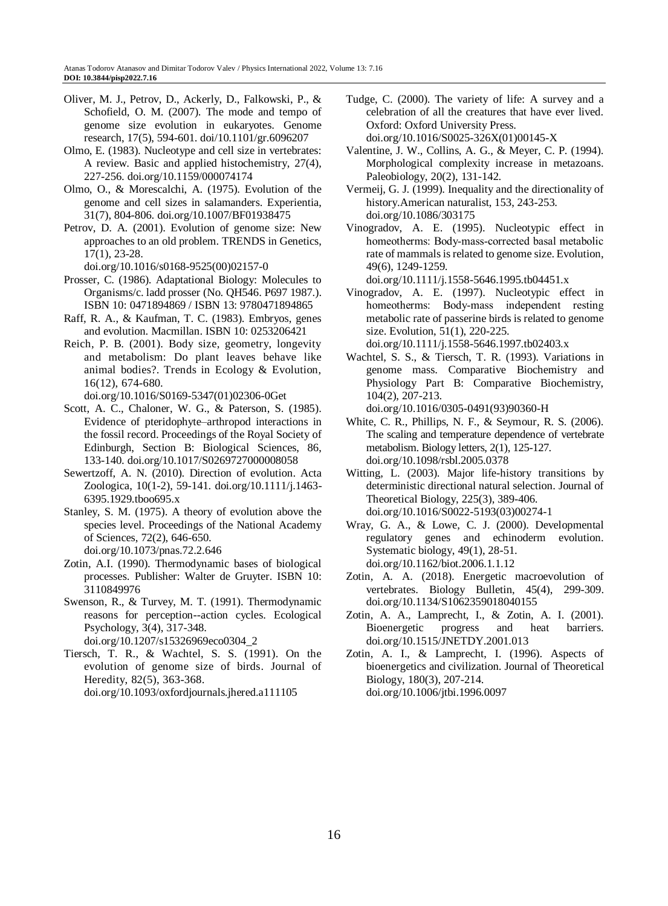Oliver, M. J., Petrov, D., Ackerly, D., Falkowski, P., & Schofield, O. M. (2007). The mode and tempo of genome size evolution in eukaryotes. Genome research, 17(5), 594-601. doi/10.1101/gr.6096207

Olmo, E. (1983). Nucleotype and cell size in vertebrates: A review. Basic and applied histochemistry, 27(4), 227-256. doi.org/10.1159/000074174

Olmo, O., & Morescalchi, A. (1975). Evolution of the genome and cell sizes in salamanders. Experientia, 31(7), 804-806. doi.org/10.1007/BF01938475

Petrov, D. A. (2001). Evolution of genome size: New approaches to an old problem. TRENDS in Genetics, 17(1), 23-28. doi.org/10.1016/s0168-9525(00)02157-0

Prosser, C. (1986). Adaptational Biology: Molecules to Organisms/c. ladd prosser (No. QH546. P697 1987.). ISBN 10: 0471894869 / ISBN 13: 9780471894865

Raff, R. A., & Kaufman, T. C. (1983). Embryos, genes and evolution. Macmillan. ISBN 10: 0253206421

Reich, P. B. (2001). Body size, geometry, longevity and metabolism: Do plant leaves behave like animal bodies?. Trends in Ecology & Evolution, 16(12), 674-680. doi.org/10.1016/S0169-5347(01)02306-0Get

Scott, A. C., Chaloner, W. G., & Paterson, S. (1985). Evidence of pteridophyte–arthropod interactions in the fossil record. Proceedings of the Royal Society of Edinburgh, Section B: Biological Sciences, 86, 133-140. doi.org/10.1017/S0269727000008058

Sewertzoff, A. N. (2010). Direction of evolution. Acta Zoologica, 10(1-2), 59-141. doi.org/10.1111/j.1463-6395.1929.tboo695.x

Stanley, S. M. (1975). A theory of evolution above the species level. Proceedings of the National Academy of Sciences, 72(2), 646-650. doi.org/10.1073/pnas.72.2.646

Zotin, A.I. (1990). Thermodynamic bases of biological processes. Publisher: Walter de Gruyter. ISBN 10: 3110849976

Swenson, R., & Turvey, M. T. (1991). Thermodynamic reasons for perception--action cycles. Ecological Psychology, 3(4), 317-348. doi.org/10.1207/s15326969eco0304_2

Tiersch, T. R., & Wachtel, S. S. (1991). On the evolution of genome size of birds. Journal of Heredity, 82(5), 363-368. doi.org/10.1093/oxfordjournals.jhered.a111105

Tudge, C. (2000). The variety of life: A survey and a celebration of all the creatures that have ever lived. Oxford: Oxford University Press. doi.org/10.1016/S0025-326X(01)00145-X

Valentine, J. W., Collins, A. G., & Meyer, C. P. (1994). Morphological complexity increase in metazoans. Paleobiology, 20(2), 131-142.

Vermeij, G. J. (1999). Inequality and the directionality of history.American naturalist, 153, 243-253. doi.org/10.1086/303175

Vinogradov, A. E. (1995). Nucleotypic effect in homeotherms: Body-mass-corrected basal metabolic rate of mammals is related to genome size. Evolution, 49(6), 1249-1259. doi.org/10.1111/j.1558-5646.1995.tb04451.x

Vinogradov, A. E. (1997). Nucleotypic effect in homeotherms: Body-mass independent resting metabolic rate of passerine birds is related to genome size. Evolution, 51(1), 220-225. doi.org/10.1111/j.1558-5646.1997.tb02403.x

Wachtel, S. S., & Tiersch, T. R. (1993). Variations in genome mass. Comparative Biochemistry and Physiology Part B: Comparative Biochemistry, 104(2), 207-213. doi.org/10.1016/0305-0491(93)90360-H

White, C. R., Phillips, N. F., & Seymour, R. S. (2006). The scaling and temperature dependence of vertebrate metabolism. Biology letters, 2(1), 125-127. doi.org/10.1098/rsbl.2005.0378

Witting, L. (2003). Major life-history transitions by deterministic directional natural selection. Journal of Theoretical Biology, 225(3), 389-406. doi.org/10.1016/S0022-5193(03)00274-1

Wray, G. A., & Lowe, C. J. (2000). Developmental regulatory genes and echinoderm evolution. Systematic biology, 49(1), 28-51. doi.org/10.1162/biot.2006.1.1.12

Zotin, A. A. (2018). Energetic macroevolution of vertebrates. Biology Bulletin, 45(4), 299-309. doi.org/10.1134/S1062359018040155

Zotin, A. A., Lamprecht, I., & Zotin, A. I. (2001). Bioenergetic progress and heat barriers. doi.org/10.1515/JNETDY.2001.013

Zotin, A. I., & Lamprecht, I. (1996). Aspects of bioenergetics and civilization. Journal of Theoretical Biology, 180(3), 207-214. doi.org/10.1006/jtbi.1996.0097